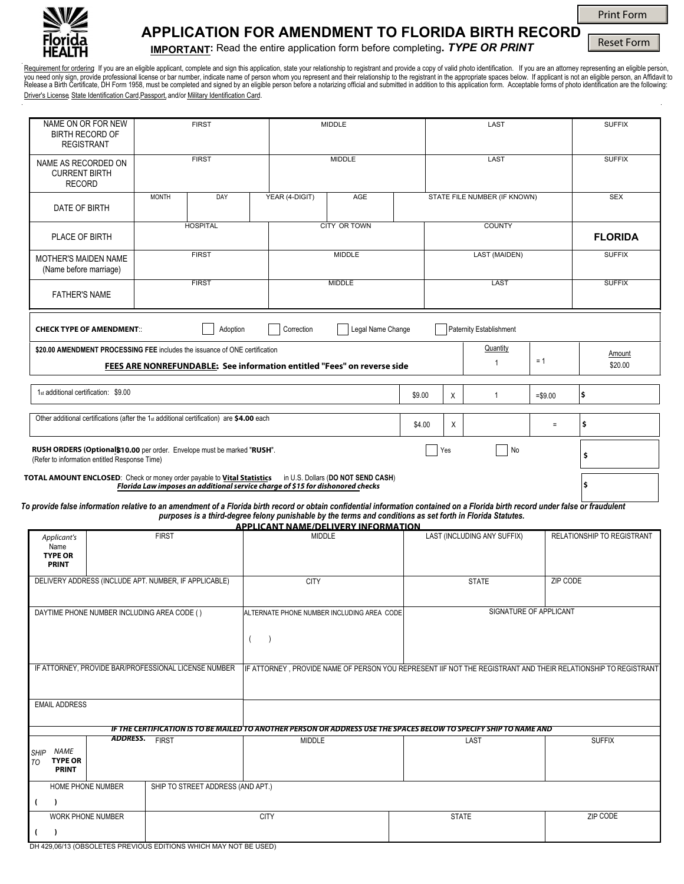Florida HEALTH

# APPLICATION FOR AMENDMENT TO FLORIDA BIRTH RECORD

**IMPORTANT**: Read the entire application form before completing. ***TYPE OR PRINT***

Print Form | Reset Form

Requirement for ordering If you are an eligible applicant, complete and sign this application, state your relationship to registrant and provide a copy of valid photo identification. If you are an attorney representing an eligible person, you need only sign, provide professional license or bar number, indicate name of person whom you represent and their relationship to the registrant in the appropriate spaces below. If applicant is not an eligible person, an Affidavit to Release a Birth Certificate, DH Form 1958, must be completed and signed by an eligible person before a notarizing official and submitted in addition to this application form. Acceptable forms of photo identification are the following: Driver's License, State Identification Card, Passport, and/or Military Identification Card.

| | | | | | |
|---|---|---|---|---|---|
| NAME ON OR FOR NEW BIRTH RECORD OF REGISTRANT | FIRST | MIDDLE | | LAST | SUFFIX |
| NAME AS RECORDED ON CURRENT BIRTH RECORD | FIRST | MIDDLE | | LAST | SUFFIX |
| DATE OF BIRTH | MONTH / DAY | YEAR (4-DIGIT) | AGE | STATE FILE NUMBER (IF KNOWN) | SEX |
| PLACE OF BIRTH | HOSPITAL | CITY OR TOWN | | COUNTY | FLORIDA |
| MOTHER'S MAIDEN NAME (Name before marriage) | FIRST | MIDDLE | | LAST (MAIDEN) | SUFFIX |
| FATHER'S NAME | FIRST | MIDDLE | | LAST | SUFFIX |

**CHECK TYPE OF AMENDMENT:** ☐ Adoption ☐ Correction ☐ Legal Name Change ☐ Paternity Establishment

| | | | | | |
|---|---|---|---|---|---|
| **$20.00 AMENDMENT PROCESSING FEE** includes the issuance of ONE certification<br>**FEES ARE NONREFUNDABLE: See information entitled "Fees" on reverse side** | | | Quantity<br>1 | = 1 | Amount<br>$20.00 |
| 1st additional certification: $9.00 | $9.00 | X | 1 | =$9.00 | $ |
| Other additional certifications (after the 1st additional certification) are **$4.00** each | $4.00 | X | | = | $ |
| **RUSH ORDERS (Optional) $10.00** per order. Envelope must be marked "**RUSH**". (Refer to information entitled Response Time) | | ☐ Yes | ☐ No | | $ |
| **TOTAL AMOUNT ENCLOSED**: Check or money order payable to **Vital Statistics** in U.S. Dollars (**DO NOT SEND CASH**)<br>***Florida Law imposes an additional service charge of $15 for dishonored checks*** | | | | | $ |

***To provide false information relative to an amendment of a Florida birth record or obtain confidential information contained on a Florida birth record under false or fraudulent purposes is a third-degree felony punishable by the terms and conditions as set forth in Florida Statutes.***

**APPLICANT NAME/DELIVERY INFORMATION**

| | | | | |
|---|---|---|---|---|
| *Applicant's* Name **TYPE OR PRINT** — FIRST | MIDDLE | LAST (INCLUDING ANY SUFFIX) | | RELATIONSHIP TO REGISTRANT |
| DELIVERY ADDRESS (INCLUDE APT. NUMBER, IF APPLICABLE) | CITY | STATE | | ZIP CODE |
| DAYTIME PHONE NUMBER INCLUDING AREA CODE ( ) | ALTERNATE PHONE NUMBER INCLUDING AREA CODE ( ) | SIGNATURE OF APPLICANT | | |
| IF ATTORNEY, PROVIDE BAR/PROFESSIONAL LICENSE NUMBER | IF ATTORNEY , PROVIDE NAME OF PERSON YOU REPRESENT IIF NOT THE REGISTRANT AND THEIR RELATIONSHIP TO REGISTRANT | | | |
| EMAIL ADDRESS | | | | |

***IF THE CERTIFICATION IS TO BE MAILED TO ANOTHER PERSON OR ADDRESS USE THE SPACES BELOW TO SPECIFY SHIP TO NAME AND ADDRESS.***

| | | | | |
|---|---|---|---|---|
| *SHIP TO* NAME **TYPE OR PRINT** — FIRST | MIDDLE | LAST | | SUFFIX |
| HOME PHONE NUMBER ( ) | SHIP TO STREET ADDRESS (AND APT.) | | | |
| WORK PHONE NUMBER ( ) | CITY | STATE | | ZIP CODE |

DH 429,06/13 (OBSOLETES PREVIOUS EDITIONS WHICH MAY NOT BE USED)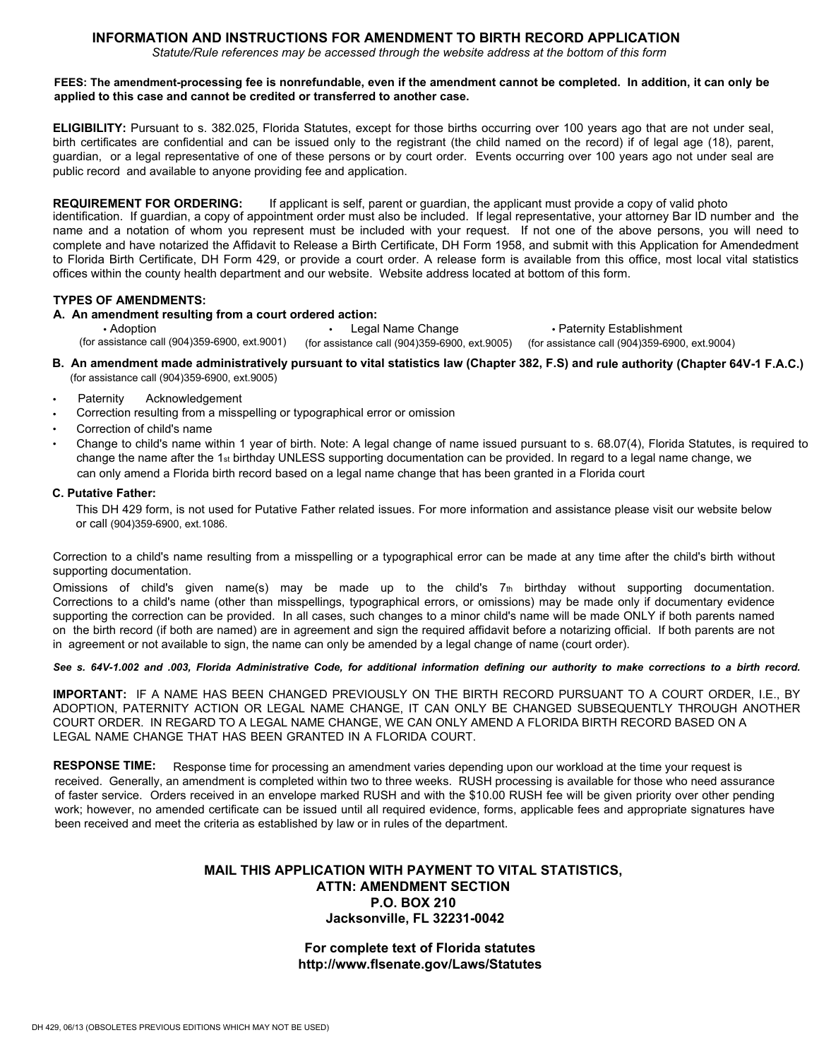# INFORMATION AND INSTRUCTIONS FOR AMENDMENT TO BIRTH RECORD APPLICATION

*Statute/Rule references may be accessed through the website address at the bottom of this form*

**FEES: The amendment-processing fee is nonrefundable, even if the amendment cannot be completed. In addition, it can only be applied to this case and cannot be credited or transferred to another case.**

**ELIGIBILITY:** Pursuant to s. 382.025, Florida Statutes, except for those births occurring over 100 years ago that are not under seal, birth certificates are confidential and can be issued only to the registrant (the child named on the record) if of legal age (18), parent, guardian, or a legal representative of one of these persons or by court order. Events occurring over 100 years ago not under seal are public record and available to anyone providing fee and application.

**REQUIREMENT FOR ORDERING:** If applicant is self, parent or guardian, the applicant must provide a copy of valid photo identification. If guardian, a copy of appointment order must also be included. If legal representative, your attorney Bar ID number and the name and a notation of whom you represent must be included with your request. If not one of the above persons, you will need to complete and have notarized the Affidavit to Release a Birth Certificate, DH Form 1958, and submit with this Application for Amendedment to Florida Birth Certificate, DH Form 429, or provide a court order. A release form is available from this office, most local vital statistics offices within the county health department and our website. Website address located at bottom of this form.

**TYPES OF AMENDMENTS:**

**A. An amendment resulting from a court ordered action:**

- Adoption (for assistance call (904)359-6900, ext.9001)
- Legal Name Change (for assistance call (904)359-6900, ext.9005)
- Paternity Establishment (for assistance call (904)359-6900, ext.9004)

**B. An amendment made administratively pursuant to vital statistics law (Chapter 382, F.S) and rule authority (Chapter 64V-1 F.A.C.)** (for assistance call (904)359-6900, ext.9005)

- Paternity Acknowledgement
- Correction resulting from a misspelling or typographical error or omission
- Correction of child's name
- Change to child's name within 1 year of birth. Note: A legal change of name issued pursuant to s. 68.07(4), Florida Statutes, is required to change the name after the 1st birthday UNLESS supporting documentation can be provided. In regard to a legal name change, we can only amend a Florida birth record based on a legal name change that has been granted in a Florida court

**C. Putative Father:**

This DH 429 form, is not used for Putative Father related issues. For more information and assistance please visit our website below or call (904)359-6900, ext.1086.

Correction to a child's name resulting from a misspelling or a typographical error can be made at any time after the child's birth without supporting documentation.

Omissions of child's given name(s) may be made up to the child's 7th birthday without supporting documentation. Corrections to a child's name (other than misspellings, typographical errors, or omissions) may be made only if documentary evidence supporting the correction can be provided. In all cases, such changes to a minor child's name will be made ONLY if both parents named on the birth record (if both are named) are in agreement and sign the required affidavit before a notarizing official. If both parents are not in agreement or not available to sign, the name can only be amended by a legal change of name (court order).

***See s. 64V-1.002 and .003, Florida Administrative Code, for additional information defining our authority to make corrections to a birth record.***

**IMPORTANT:** IF A NAME HAS BEEN CHANGED PREVIOUSLY ON THE BIRTH RECORD PURSUANT TO A COURT ORDER, I.E., BY ADOPTION, PATERNITY ACTION OR LEGAL NAME CHANGE, IT CAN ONLY BE CHANGED SUBSEQUENTLY THROUGH ANOTHER COURT ORDER. IN REGARD TO A LEGAL NAME CHANGE, WE CAN ONLY AMEND A FLORIDA BIRTH RECORD BASED ON A LEGAL NAME CHANGE THAT HAS BEEN GRANTED IN A FLORIDA COURT.

**RESPONSE TIME:** Response time for processing an amendment varies depending upon our workload at the time your request is received. Generally, an amendment is completed within two to three weeks. RUSH processing is available for those who need assurance of faster service. Orders received in an envelope marked RUSH and with the $10.00 RUSH fee will be given priority over other pending work; however, no amended certificate can be issued until all required evidence, forms, applicable fees and appropriate signatures have been received and meet the criteria as established by law or in rules of the department.

**MAIL THIS APPLICATION WITH PAYMENT TO VITAL STATISTICS,**
**ATTN: AMENDMENT SECTION**
**P.O. BOX 210**
**Jacksonville, FL 32231-0042**

**For complete text of Florida statutes**
**http://www.flsenate.gov/Laws/Statutes**

DH 429, 06/13 (OBSOLETES PREVIOUS EDITIONS WHICH MAY NOT BE USED)